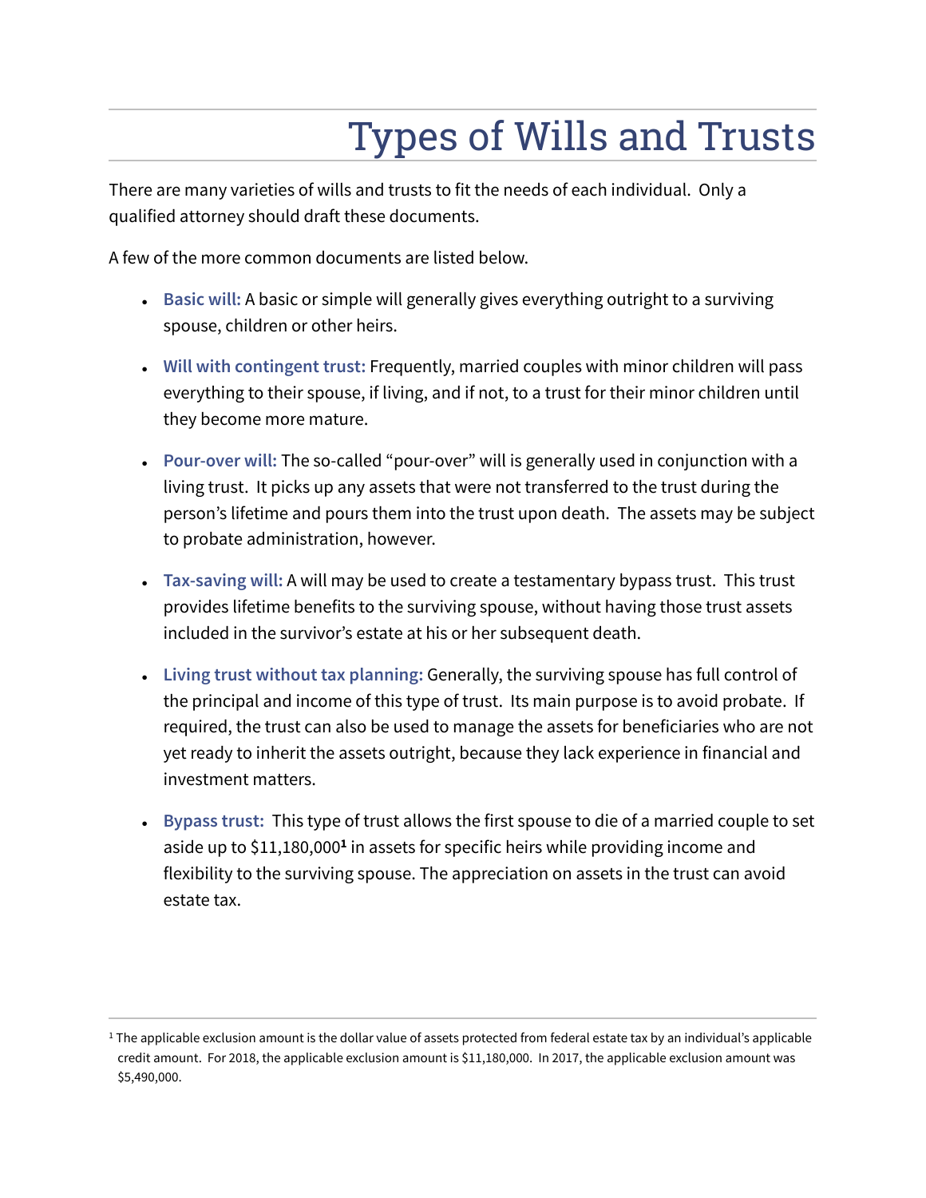# Types of Wills and Trusts

There are many varieties of wills and trusts to fit the needs of each individual. Only a qualified attorney should draft these documents.

A few of the more common documents are listed below.

- **Basic will:** A basic or simple will generally gives everything outright to a surviving spouse, children or other heirs.

- **Will with contingent trust:** Frequently, married couples with minor children will pass everything to their spouse, if living, and if not, to a trust for their minor children until they become more mature.

- **Pour-over will:** The so-called "pour-over" will is generally used in conjunction with a living trust. It picks up any assets that were not transferred to the trust during the person's lifetime and pours them into the trust upon death. The assets may be subject to probate administration, however.

- **Tax-saving will:** A will may be used to create a testamentary bypass trust. This trust provides lifetime benefits to the surviving spouse, without having those trust assets included in the survivor's estate at his or her subsequent death.

- **Living trust without tax planning:** Generally, the surviving spouse has full control of the principal and income of this type of trust. Its main purpose is to avoid probate. If required, the trust can also be used to manage the assets for beneficiaries who are not yet ready to inherit the assets outright, because they lack experience in financial and investment matters.

- **Bypass trust:** This type of trust allows the first spouse to die of a married couple to set aside up to $11,180,000[1] in assets for specific heirs while providing income and flexibility to the surviving spouse. The appreciation on assets in the trust can avoid estate tax.

---

[1] The applicable exclusion amount is the dollar value of assets protected from federal estate tax by an individual's applicable credit amount. For 2018, the applicable exclusion amount is $11,180,000. In 2017, the applicable exclusion amount was $5,490,000.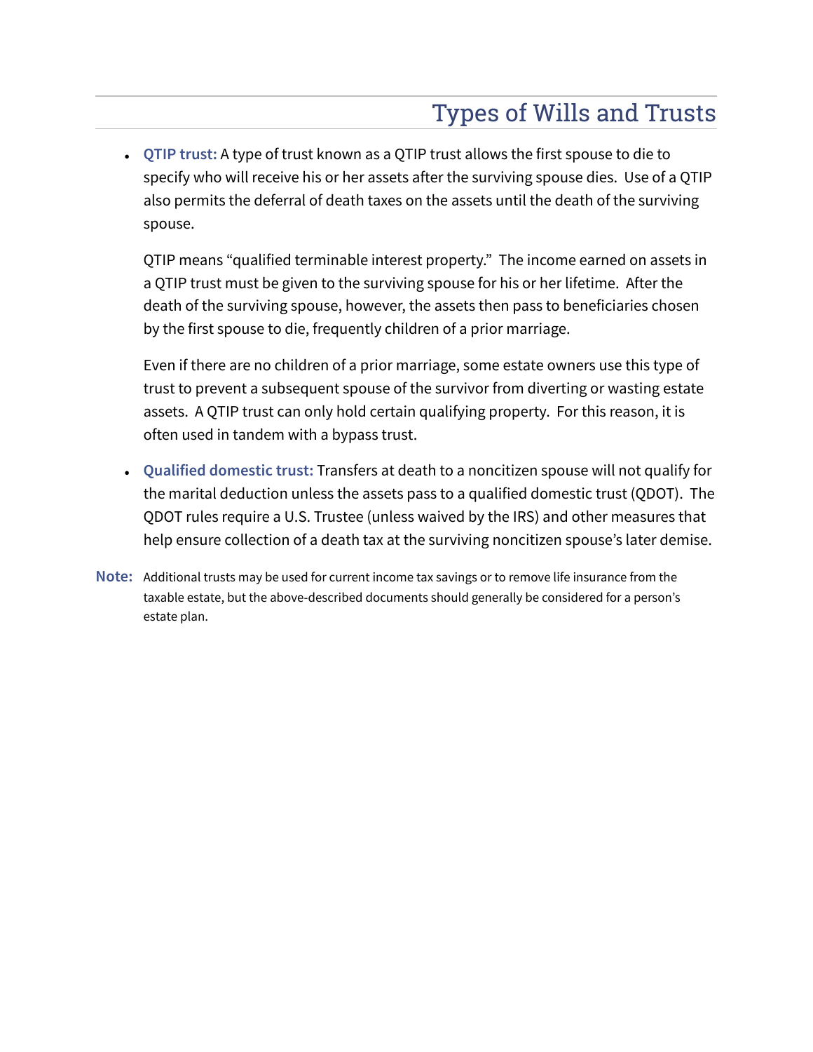# Types of Wills and Trusts

- **QTIP trust:** A type of trust known as a QTIP trust allows the first spouse to die to specify who will receive his or her assets after the surviving spouse dies. Use of a QTIP also permits the deferral of death taxes on the assets until the death of the surviving spouse.

  QTIP means "qualified terminable interest property." The income earned on assets in a QTIP trust must be given to the surviving spouse for his or her lifetime. After the death of the surviving spouse, however, the assets then pass to beneficiaries chosen by the first spouse to die, frequently children of a prior marriage.

  Even if there are no children of a prior marriage, some estate owners use this type of trust to prevent a subsequent spouse of the survivor from diverting or wasting estate assets. A QTIP trust can only hold certain qualifying property. For this reason, it is often used in tandem with a bypass trust.

- **Qualified domestic trust:** Transfers at death to a noncitizen spouse will not qualify for the marital deduction unless the assets pass to a qualified domestic trust (QDOT). The QDOT rules require a U.S. Trustee (unless waived by the IRS) and other measures that help ensure collection of a death tax at the surviving noncitizen spouse's later demise.

**Note:** Additional trusts may be used for current income tax savings or to remove life insurance from the taxable estate, but the above-described documents should generally be considered for a person's estate plan.